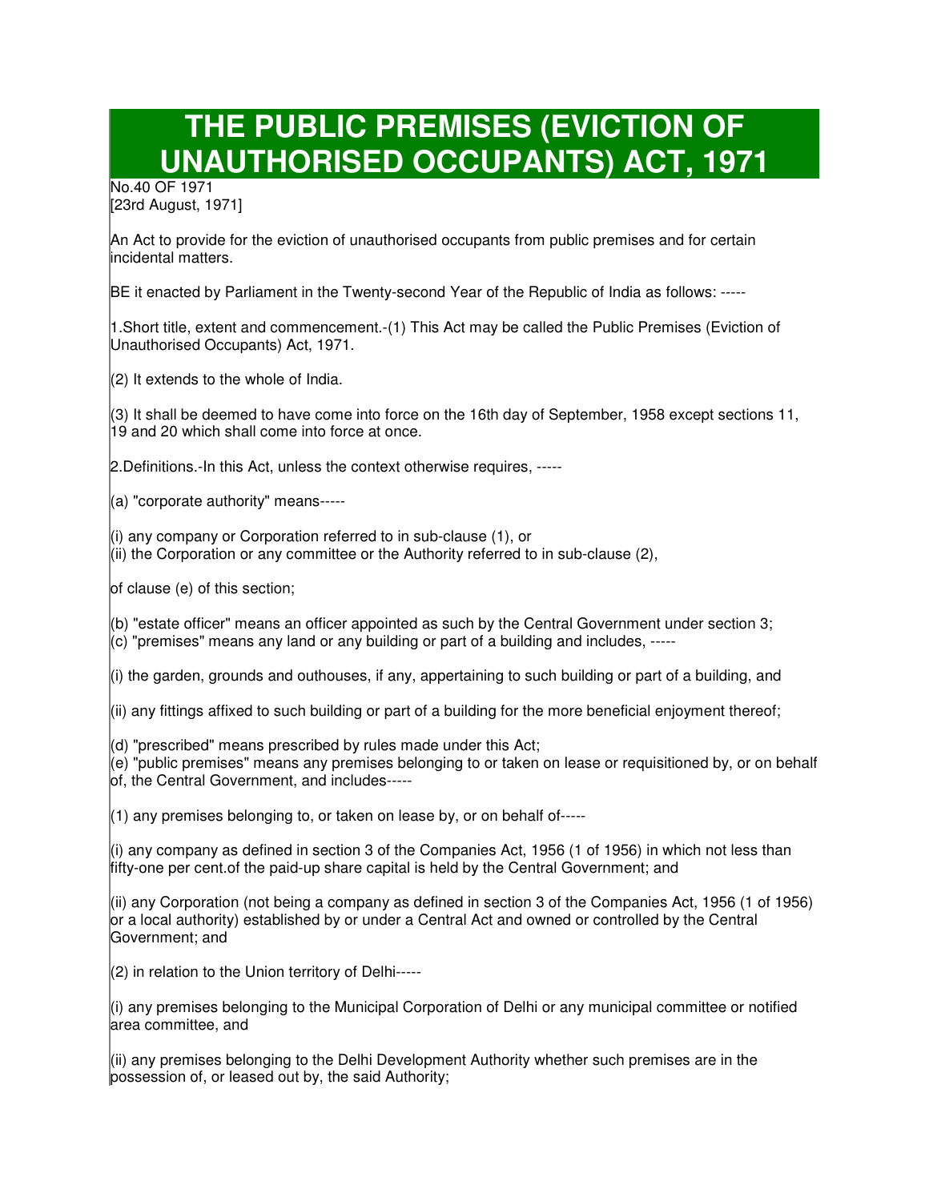# THE PUBLIC PREMISES (EVICTION OF UNAUTHORISED OCCUPANTS) ACT, 1971

No.40 OF 1971
[23rd August, 1971]

An Act to provide for the eviction of unauthorised occupants from public premises and for certain incidental matters.

BE it enacted by Parliament in the Twenty-second Year of the Republic of India as follows: -----

1.Short title, extent and commencement.-(1) This Act may be called the Public Premises (Eviction of Unauthorised Occupants) Act, 1971.

(2) It extends to the whole of India.

(3) It shall be deemed to have come into force on the 16th day of September, 1958 except sections 11, 19 and 20 which shall come into force at once.

2.Definitions.-In this Act, unless the context otherwise requires, -----

(a) "corporate authority" means-----

(i) any company or Corporation referred to in sub-clause (1), or
(ii) the Corporation or any committee or the Authority referred to in sub-clause (2),

of clause (e) of this section;

(b) "estate officer" means an officer appointed as such by the Central Government under section 3;
(c) "premises" means any land or any building or part of a building and includes, -----

(i) the garden, grounds and outhouses, if any, appertaining to such building or part of a building, and

(ii) any fittings affixed to such building or part of a building for the more beneficial enjoyment thereof;

(d) "prescribed" means prescribed by rules made under this Act;
(e) "public premises" means any premises belonging to or taken on lease or requisitioned by, or on behalf of, the Central Government, and includes-----

(1) any premises belonging to, or taken on lease by, or on behalf of-----

(i) any company as defined in section 3 of the Companies Act, 1956 (1 of 1956) in which not less than fifty-one per cent.of the paid-up share capital is held by the Central Government; and

(ii) any Corporation (not being a company as defined in section 3 of the Companies Act, 1956 (1 of 1956) or a local authority) established by or under a Central Act and owned or controlled by the Central Government; and

(2) in relation to the Union territory of Delhi-----

(i) any premises belonging to the Municipal Corporation of Delhi or any municipal committee or notified area committee, and

(ii) any premises belonging to the Delhi Development Authority whether such premises are in the possession of, or leased out by, the said Authority;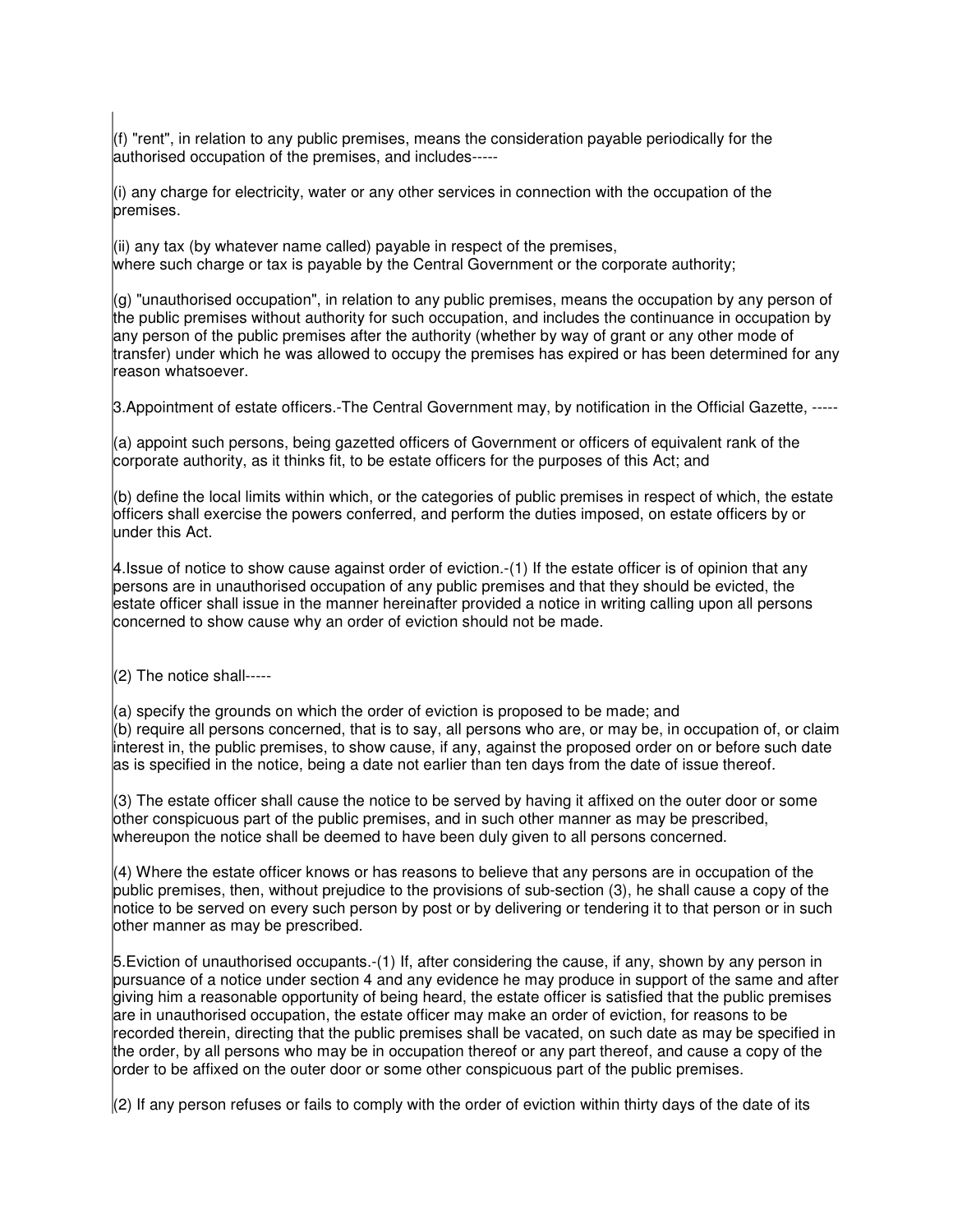(f) "rent", in relation to any public premises, means the consideration payable periodically for the authorised occupation of the premises, and includes-----

(i) any charge for electricity, water or any other services in connection with the occupation of the premises.

(ii) any tax (by whatever name called) payable in respect of the premises, where such charge or tax is payable by the Central Government or the corporate authority;

(g) "unauthorised occupation", in relation to any public premises, means the occupation by any person of the public premises without authority for such occupation, and includes the continuance in occupation by any person of the public premises after the authority (whether by way of grant or any other mode of transfer) under which he was allowed to occupy the premises has expired or has been determined for any reason whatsoever.

3.Appointment of estate officers.-The Central Government may, by notification in the Official Gazette, -----

(a) appoint such persons, being gazetted officers of Government or officers of equivalent rank of the corporate authority, as it thinks fit, to be estate officers for the purposes of this Act; and

(b) define the local limits within which, or the categories of public premises in respect of which, the estate officers shall exercise the powers conferred, and perform the duties imposed, on estate officers by or under this Act.

4.Issue of notice to show cause against order of eviction.-(1) If the estate officer is of opinion that any persons are in unauthorised occupation of any public premises and that they should be evicted, the estate officer shall issue in the manner hereinafter provided a notice in writing calling upon all persons concerned to show cause why an order of eviction should not be made.

(2) The notice shall-----

(a) specify the grounds on which the order of eviction is proposed to be made; and
(b) require all persons concerned, that is to say, all persons who are, or may be, in occupation of, or claim interest in, the public premises, to show cause, if any, against the proposed order on or before such date as is specified in the notice, being a date not earlier than ten days from the date of issue thereof.

(3) The estate officer shall cause the notice to be served by having it affixed on the outer door or some other conspicuous part of the public premises, and in such other manner as may be prescribed, whereupon the notice shall be deemed to have been duly given to all persons concerned.

(4) Where the estate officer knows or has reasons to believe that any persons are in occupation of the public premises, then, without prejudice to the provisions of sub-section (3), he shall cause a copy of the notice to be served on every such person by post or by delivering or tendering it to that person or in such other manner as may be prescribed.

5.Eviction of unauthorised occupants.-(1) If, after considering the cause, if any, shown by any person in pursuance of a notice under section 4 and any evidence he may produce in support of the same and after giving him a reasonable opportunity of being heard, the estate officer is satisfied that the public premises are in unauthorised occupation, the estate officer may make an order of eviction, for reasons to be recorded therein, directing that the public premises shall be vacated, on such date as may be specified in the order, by all persons who may be in occupation thereof or any part thereof, and cause a copy of the order to be affixed on the outer door or some other conspicuous part of the public premises.

(2) If any person refuses or fails to comply with the order of eviction within thirty days of the date of its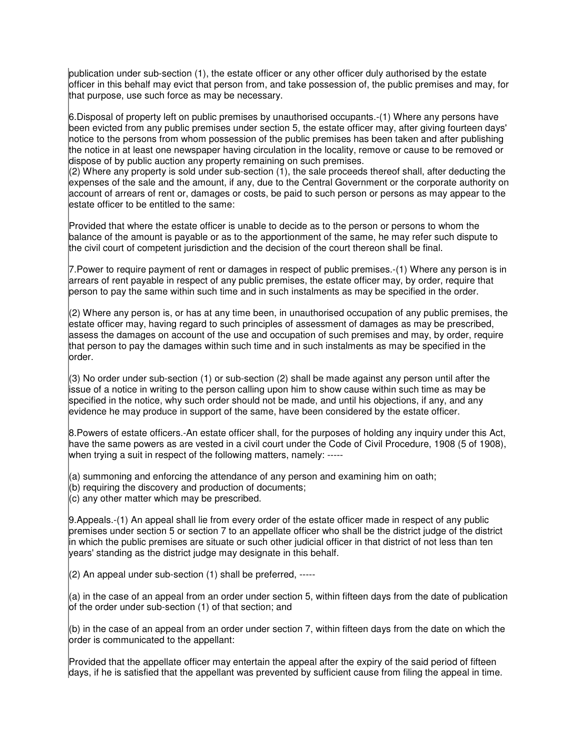publication under sub-section (1), the estate officer or any other officer duly authorised by the estate officer in this behalf may evict that person from, and take possession of, the public premises and may, for that purpose, use such force as may be necessary.

6.Disposal of property left on public premises by unauthorised occupants.-(1) Where any persons have been evicted from any public premises under section 5, the estate officer may, after giving fourteen days' notice to the persons from whom possession of the public premises has been taken and after publishing the notice in at least one newspaper having circulation in the locality, remove or cause to be removed or dispose of by public auction any property remaining on such premises.
(2) Where any property is sold under sub-section (1), the sale proceeds thereof shall, after deducting the expenses of the sale and the amount, if any, due to the Central Government or the corporate authority on account of arrears of rent or, damages or costs, be paid to such person or persons as may appear to the estate officer to be entitled to the same:

Provided that where the estate officer is unable to decide as to the person or persons to whom the balance of the amount is payable or as to the apportionment of the same, he may refer such dispute to the civil court of competent jurisdiction and the decision of the court thereon shall be final.

7.Power to require payment of rent or damages in respect of public premises.-(1) Where any person is in arrears of rent payable in respect of any public premises, the estate officer may, by order, require that person to pay the same within such time and in such instalments as may be specified in the order.

(2) Where any person is, or has at any time been, in unauthorised occupation of any public premises, the estate officer may, having regard to such principles of assessment of damages as may be prescribed, assess the damages on account of the use and occupation of such premises and may, by order, require that person to pay the damages within such time and in such instalments as may be specified in the order.

(3) No order under sub-section (1) or sub-section (2) shall be made against any person until after the issue of a notice in writing to the person calling upon him to show cause within such time as may be specified in the notice, why such order should not be made, and until his objections, if any, and any evidence he may produce in support of the same, have been considered by the estate officer.

8.Powers of estate officers.-An estate officer shall, for the purposes of holding any inquiry under this Act, have the same powers as are vested in a civil court under the Code of Civil Procedure, 1908 (5 of 1908), when trying a suit in respect of the following matters, namely: -----

(a) summoning and enforcing the attendance of any person and examining him on oath;
(b) requiring the discovery and production of documents;
(c) any other matter which may be prescribed.

9.Appeals.-(1) An appeal shall lie from every order of the estate officer made in respect of any public premises under section 5 or section 7 to an appellate officer who shall be the district judge of the district in which the public premises are situate or such other judicial officer in that district of not less than ten years' standing as the district judge may designate in this behalf.

(2) An appeal under sub-section (1) shall be preferred, -----

(a) in the case of an appeal from an order under section 5, within fifteen days from the date of publication of the order under sub-section (1) of that section; and

(b) in the case of an appeal from an order under section 7, within fifteen days from the date on which the order is communicated to the appellant:

Provided that the appellate officer may entertain the appeal after the expiry of the said period of fifteen days, if he is satisfied that the appellant was prevented by sufficient cause from filing the appeal in time.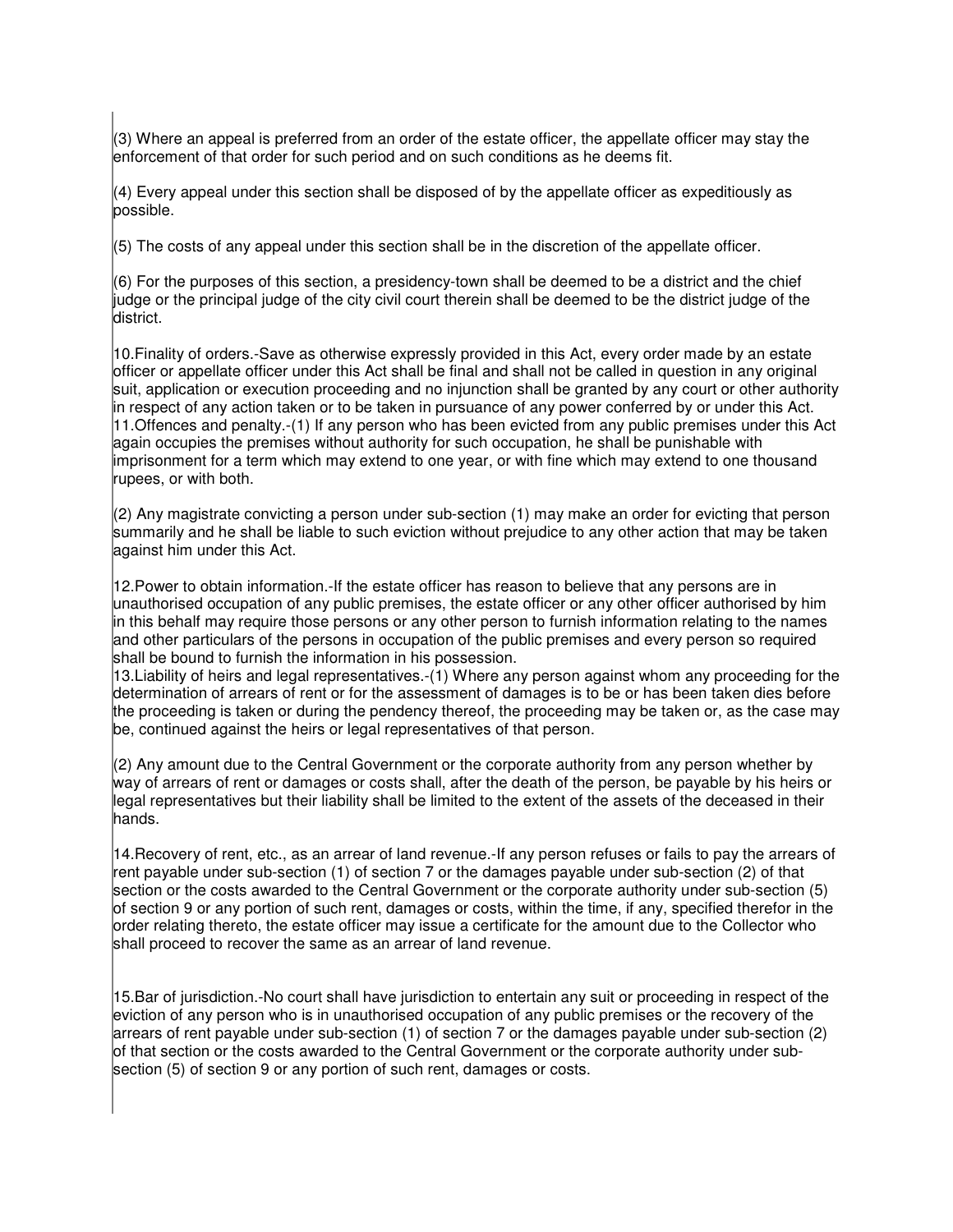(3) Where an appeal is preferred from an order of the estate officer, the appellate officer may stay the enforcement of that order for such period and on such conditions as he deems fit.

(4) Every appeal under this section shall be disposed of by the appellate officer as expeditiously as possible.

(5) The costs of any appeal under this section shall be in the discretion of the appellate officer.

(6) For the purposes of this section, a presidency-town shall be deemed to be a district and the chief judge or the principal judge of the city civil court therein shall be deemed to be the district judge of the district.

10.Finality of orders.-Save as otherwise expressly provided in this Act, every order made by an estate officer or appellate officer under this Act shall be final and shall not be called in question in any original suit, application or execution proceeding and no injunction shall be granted by any court or other authority in respect of any action taken or to be taken in pursuance of any power conferred by or under this Act.
11.Offences and penalty.-(1) If any person who has been evicted from any public premises under this Act again occupies the premises without authority for such occupation, he shall be punishable with imprisonment for a term which may extend to one year, or with fine which may extend to one thousand rupees, or with both.

(2) Any magistrate convicting a person under sub-section (1) may make an order for evicting that person summarily and he shall be liable to such eviction without prejudice to any other action that may be taken against him under this Act.

12.Power to obtain information.-If the estate officer has reason to believe that any persons are in unauthorised occupation of any public premises, the estate officer or any other officer authorised by him in this behalf may require those persons or any other person to furnish information relating to the names and other particulars of the persons in occupation of the public premises and every person so required shall be bound to furnish the information in his possession.
13.Liability of heirs and legal representatives.-(1) Where any person against whom any proceeding for the determination of arrears of rent or for the assessment of damages is to be or has been taken dies before the proceeding is taken or during the pendency thereof, the proceeding may be taken or, as the case may be, continued against the heirs or legal representatives of that person.

(2) Any amount due to the Central Government or the corporate authority from any person whether by way of arrears of rent or damages or costs shall, after the death of the person, be payable by his heirs or legal representatives but their liability shall be limited to the extent of the assets of the deceased in their hands.

14.Recovery of rent, etc., as an arrear of land revenue.-If any person refuses or fails to pay the arrears of rent payable under sub-section (1) of section 7 or the damages payable under sub-section (2) of that section or the costs awarded to the Central Government or the corporate authority under sub-section (5) of section 9 or any portion of such rent, damages or costs, within the time, if any, specified therefor in the order relating thereto, the estate officer may issue a certificate for the amount due to the Collector who shall proceed to recover the same as an arrear of land revenue.

15.Bar of jurisdiction.-No court shall have jurisdiction to entertain any suit or proceeding in respect of the eviction of any person who is in unauthorised occupation of any public premises or the recovery of the arrears of rent payable under sub-section (1) of section 7 or the damages payable under sub-section (2) of that section or the costs awarded to the Central Government or the corporate authority under sub-section (5) of section 9 or any portion of such rent, damages or costs.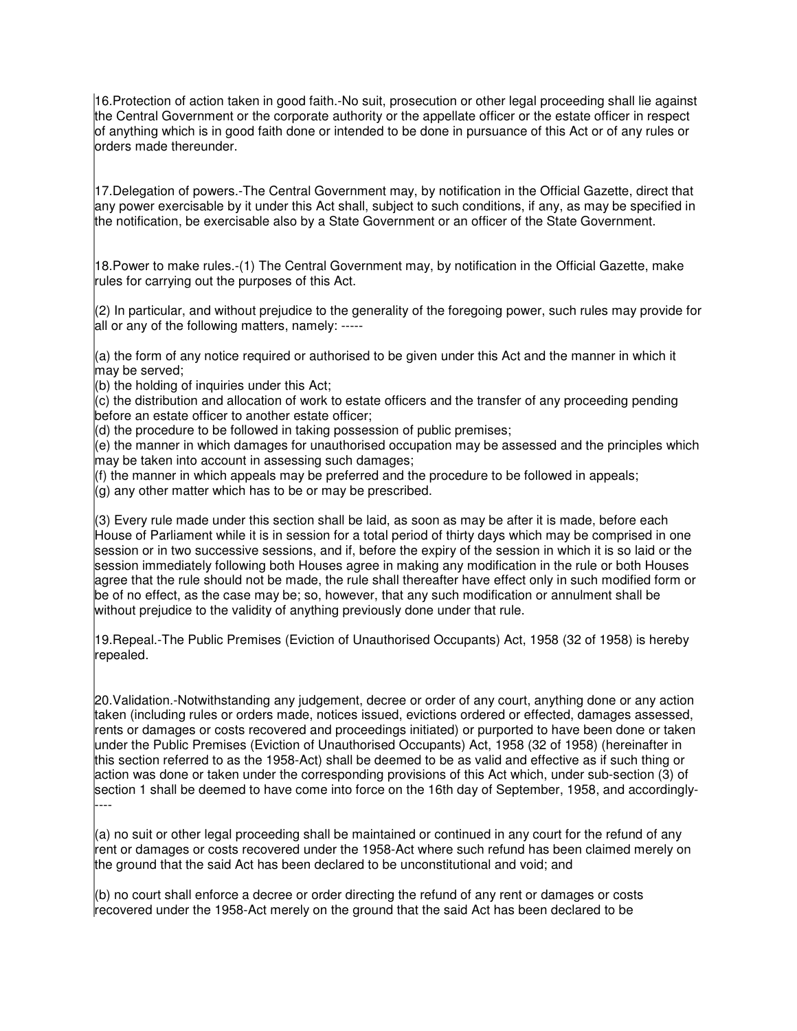16.Protection of action taken in good faith.-No suit, prosecution or other legal proceeding shall lie against the Central Government or the corporate authority or the appellate officer or the estate officer in respect of anything which is in good faith done or intended to be done in pursuance of this Act or of any rules or orders made thereunder.

17.Delegation of powers.-The Central Government may, by notification in the Official Gazette, direct that any power exercisable by it under this Act shall, subject to such conditions, if any, as may be specified in the notification, be exercisable also by a State Government or an officer of the State Government.

18.Power to make rules.-(1) The Central Government may, by notification in the Official Gazette, make rules for carrying out the purposes of this Act.

(2) In particular, and without prejudice to the generality of the foregoing power, such rules may provide for all or any of the following matters, namely: -----

(a) the form of any notice required or authorised to be given under this Act and the manner in which it may be served;
(b) the holding of inquiries under this Act;
(c) the distribution and allocation of work to estate officers and the transfer of any proceeding pending before an estate officer to another estate officer;
(d) the procedure to be followed in taking possession of public premises;
(e) the manner in which damages for unauthorised occupation may be assessed and the principles which may be taken into account in assessing such damages;
(f) the manner in which appeals may be preferred and the procedure to be followed in appeals;
(g) any other matter which has to be or may be prescribed.

(3) Every rule made under this section shall be laid, as soon as may be after it is made, before each House of Parliament while it is in session for a total period of thirty days which may be comprised in one session or in two successive sessions, and if, before the expiry of the session in which it is so laid or the session immediately following both Houses agree in making any modification in the rule or both Houses agree that the rule should not be made, the rule shall thereafter have effect only in such modified form or be of no effect, as the case may be; so, however, that any such modification or annulment shall be without prejudice to the validity of anything previously done under that rule.

19.Repeal.-The Public Premises (Eviction of Unauthorised Occupants) Act, 1958 (32 of 1958) is hereby repealed.

20.Validation.-Notwithstanding any judgement, decree or order of any court, anything done or any action taken (including rules or orders made, notices issued, evictions ordered or effected, damages assessed, rents or damages or costs recovered and proceedings initiated) or purported to have been done or taken under the Public Premises (Eviction of Unauthorised Occupants) Act, 1958 (32 of 1958) (hereinafter in this section referred to as the 1958-Act) shall be deemed to be as valid and effective as if such thing or action was done or taken under the corresponding provisions of this Act which, under sub-section (3) of section 1 shall be deemed to have come into force on the 16th day of September, 1958, and accordingly-----

(a) no suit or other legal proceeding shall be maintained or continued in any court for the refund of any rent or damages or costs recovered under the 1958-Act where such refund has been claimed merely on the ground that the said Act has been declared to be unconstitutional and void; and

(b) no court shall enforce a decree or order directing the refund of any rent or damages or costs recovered under the 1958-Act merely on the ground that the said Act has been declared to be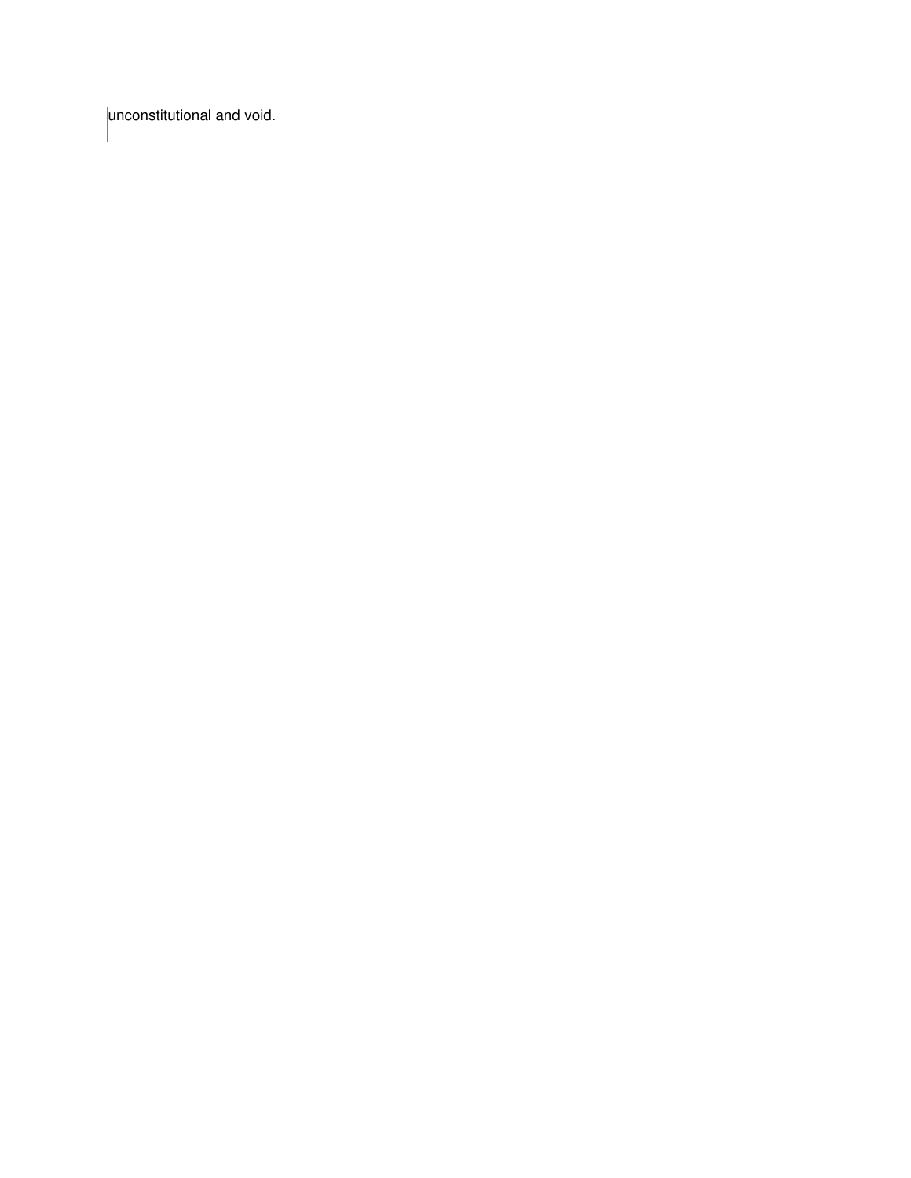unconstitutional and void.